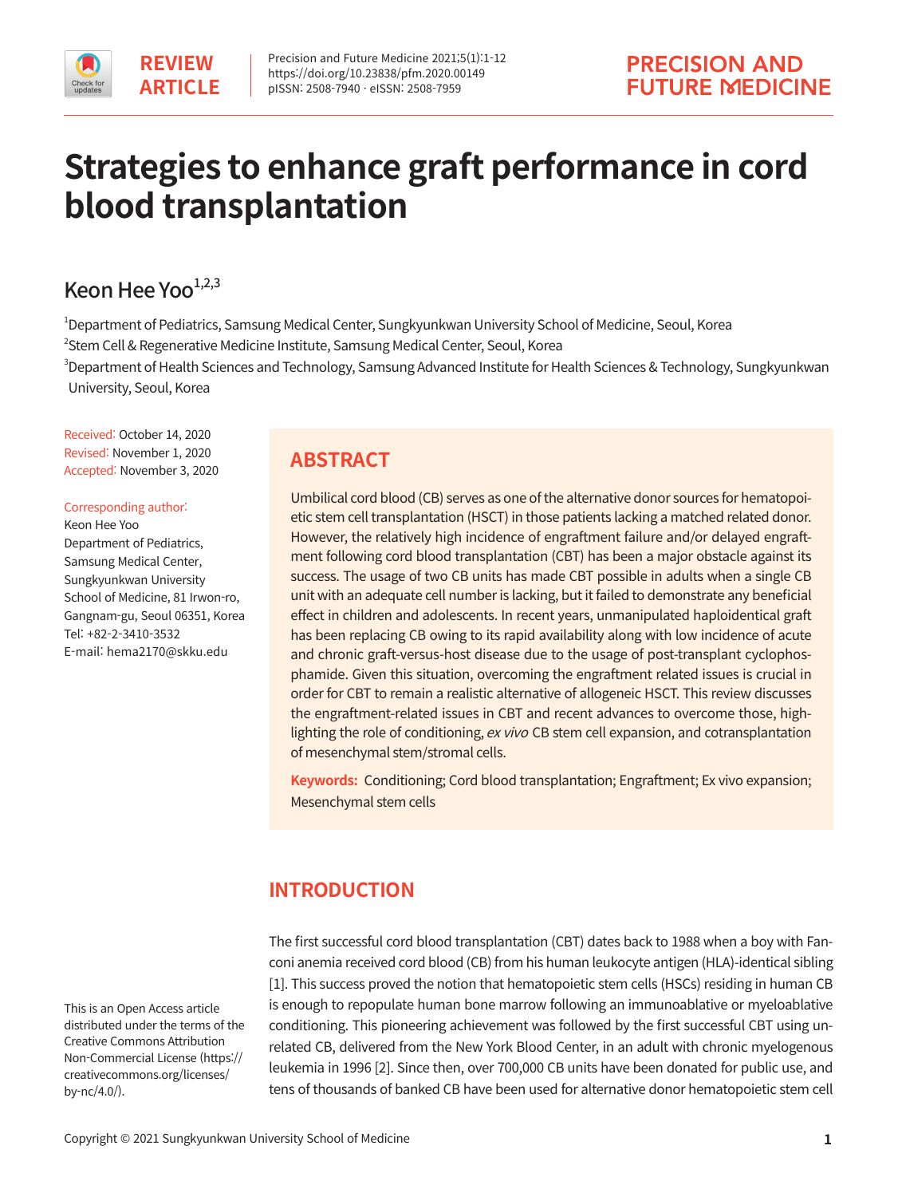REVIEW ARTICLE

# Strategies to enhance graft performance in cord blood transplantation

## Keon Hee Yoo[1,2,3]

[1]Department of Pediatrics, Samsung Medical Center, Sungkyunkwan University School of Medicine, Seoul, Korea
[2]Stem Cell & Regenerative Medicine Institute, Samsung Medical Center, Seoul, Korea
[3]Department of Health Sciences and Technology, Samsung Advanced Institute for Health Sciences & Technology, Sungkyunkwan University, Seoul, Korea

Received: October 14, 2020
Revised: November 1, 2020
Accepted: November 3, 2020

Corresponding author:
Keon Hee Yoo
Department of Pediatrics, Samsung Medical Center, Sungkyunkwan University School of Medicine, 81 Irwon-ro, Gangnam-gu, Seoul 06351, Korea
Tel: +82-2-3410-3532
E-mail: hema2170@skku.edu

## ABSTRACT

Umbilical cord blood (CB) serves as one of the alternative donor sources for hematopoietic stem cell transplantation (HSCT) in those patients lacking a matched related donor. However, the relatively high incidence of engraftment failure and/or delayed engraftment following cord blood transplantation (CBT) has been a major obstacle against its success. The usage of two CB units has made CBT possible in adults when a single CB unit with an adequate cell number is lacking, but it failed to demonstrate any beneficial effect in children and adolescents. In recent years, unmanipulated haploidentical graft has been replacing CB owing to its rapid availability along with low incidence of acute and chronic graft-versus-host disease due to the usage of post-transplant cyclophosphamide. Given this situation, overcoming the engraftment related issues is crucial in order for CBT to remain a realistic alternative of allogeneic HSCT. This review discusses the engraftment-related issues in CBT and recent advances to overcome those, highlighting the role of conditioning, *ex vivo* CB stem cell expansion, and cotransplantation of mesenchymal stem/stromal cells.

**Keywords:** Conditioning; Cord blood transplantation; Engraftment; Ex vivo expansion; Mesenchymal stem cells

## INTRODUCTION

The first successful cord blood transplantation (CBT) dates back to 1988 when a boy with Fanconi anemia received cord blood (CB) from his human leukocyte antigen (HLA)-identical sibling [1]. This success proved the notion that hematopoietic stem cells (HSCs) residing in human CB is enough to repopulate human bone marrow following an immunoablative or myeloablative conditioning. This pioneering achievement was followed by the first successful CBT using unrelated CB, delivered from the New York Blood Center, in an adult with chronic myelogenous leukemia in 1996 [2]. Since then, over 700,000 CB units have been donated for public use, and tens of thousands of banked CB have been used for alternative donor hematopoietic stem cell

This is an Open Access article distributed under the terms of the Creative Commons Attribution Non-Commercial License (https://creativecommons.org/licenses/by-nc/4.0/).

Copyright © 2021 Sungkyunkwan University School of Medicine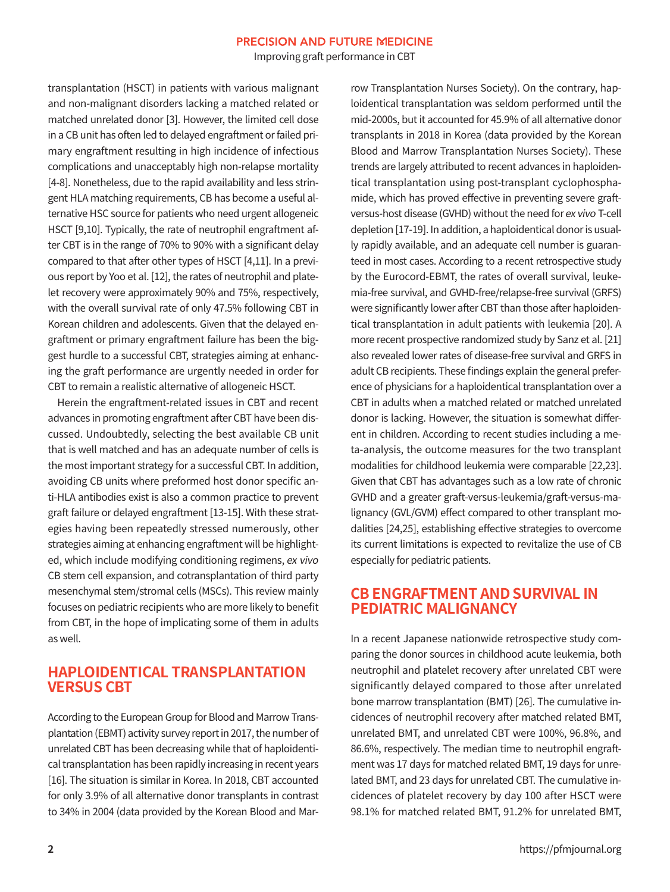transplantation (HSCT) in patients with various malignant and non-malignant disorders lacking a matched related or matched unrelated donor [3]. However, the limited cell dose in a CB unit has often led to delayed engraftment or failed primary engraftment resulting in high incidence of infectious complications and unacceptably high non-relapse mortality [4-8]. Nonetheless, due to the rapid availability and less stringent HLA matching requirements, CB has become a useful alternative HSC source for patients who need urgent allogeneic HSCT [9,10]. Typically, the rate of neutrophil engraftment after CBT is in the range of 70% to 90% with a significant delay compared to that after other types of HSCT [4,11]. In a previous report by Yoo et al. [12], the rates of neutrophil and platelet recovery were approximately 90% and 75%, respectively, with the overall survival rate of only 47.5% following CBT in Korean children and adolescents. Given that the delayed engraftment or primary engraftment failure has been the biggest hurdle to a successful CBT, strategies aiming at enhancing the graft performance are urgently needed in order for CBT to remain a realistic alternative of allogeneic HSCT.

Herein the engraftment-related issues in CBT and recent advances in promoting engraftment after CBT have been discussed. Undoubtedly, selecting the best available CB unit that is well matched and has an adequate number of cells is the most important strategy for a successful CBT. In addition, avoiding CB units where preformed host donor specific anti-HLA antibodies exist is also a common practice to prevent graft failure or delayed engraftment [13-15]. With these strategies having been repeatedly stressed numerously, other strategies aiming at enhancing engraftment will be highlighted, which include modifying conditioning regimens, *ex vivo* CB stem cell expansion, and cotransplantation of third party mesenchymal stem/stromal cells (MSCs). This review mainly focuses on pediatric recipients who are more likely to benefit from CBT, in the hope of implicating some of them in adults as well.

## HAPLOIDENTICAL TRANSPLANTATION VERSUS CBT

According to the European Group for Blood and Marrow Transplantation (EBMT) activity survey report in 2017, the number of unrelated CBT has been decreasing while that of haploidentical transplantation has been rapidly increasing in recent years [16]. The situation is similar in Korea. In 2018, CBT accounted for only 3.9% of all alternative donor transplants in contrast to 34% in 2004 (data provided by the Korean Blood and Marrow Transplantation Nurses Society). On the contrary, haploidentical transplantation was seldom performed until the mid-2000s, but it accounted for 45.9% of all alternative donor transplants in 2018 in Korea (data provided by the Korean Blood and Marrow Transplantation Nurses Society). These trends are largely attributed to recent advances in haploidentical transplantation using post-transplant cyclophosphamide, which has proved effective in preventing severe graft-versus-host disease (GVHD) without the need for *ex vivo* T-cell depletion [17-19]. In addition, a haploidentical donor is usually rapidly available, and an adequate cell number is guaranteed in most cases. According to a recent retrospective study by the Eurocord-EBMT, the rates of overall survival, leukemia-free survival, and GVHD-free/relapse-free survival (GRFS) were significantly lower after CBT than those after haploidentical transplantation in adult patients with leukemia [20]. A more recent prospective randomized study by Sanz et al. [21] also revealed lower rates of disease-free survival and GRFS in adult CB recipients. These findings explain the general preference of physicians for a haploidentical transplantation over a CBT in adults when a matched related or matched unrelated donor is lacking. However, the situation is somewhat different in children. According to recent studies including a meta-analysis, the outcome measures for the two transplant modalities for childhood leukemia were comparable [22,23]. Given that CBT has advantages such as a low rate of chronic GVHD and a greater graft-versus-leukemia/graft-versus-malignancy (GVL/GVM) effect compared to other transplant modalities [24,25], establishing effective strategies to overcome its current limitations is expected to revitalize the use of CB especially for pediatric patients.

## CB ENGRAFTMENT AND SURVIVAL IN PEDIATRIC MALIGNANCY

In a recent Japanese nationwide retrospective study comparing the donor sources in childhood acute leukemia, both neutrophil and platelet recovery after unrelated CBT were significantly delayed compared to those after unrelated bone marrow transplantation (BMT) [26]. The cumulative incidences of neutrophil recovery after matched related BMT, unrelated BMT, and unrelated CBT were 100%, 96.8%, and 86.6%, respectively. The median time to neutrophil engraftment was 17 days for matched related BMT, 19 days for unrelated BMT, and 23 days for unrelated CBT. The cumulative incidences of platelet recovery by day 100 after HSCT were 98.1% for matched related BMT, 91.2% for unrelated BMT,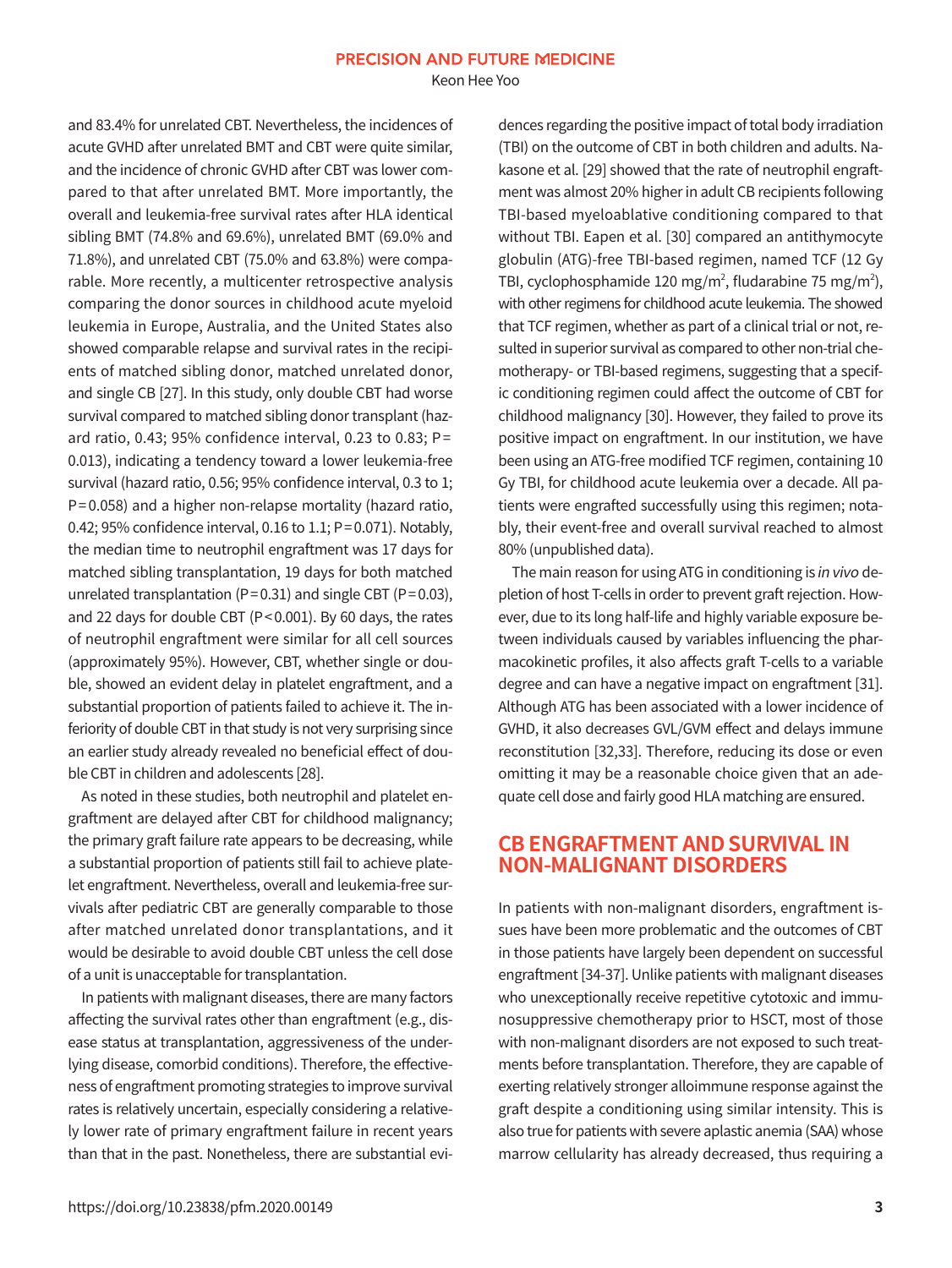and 83.4% for unrelated CBT. Nevertheless, the incidences of acute GVHD after unrelated BMT and CBT were quite similar, and the incidence of chronic GVHD after CBT was lower compared to that after unrelated BMT. More importantly, the overall and leukemia-free survival rates after HLA identical sibling BMT (74.8% and 69.6%), unrelated BMT (69.0% and 71.8%), and unrelated CBT (75.0% and 63.8%) were comparable. More recently, a multicenter retrospective analysis comparing the donor sources in childhood acute myeloid leukemia in Europe, Australia, and the United States also showed comparable relapse and survival rates in the recipients of matched sibling donor, matched unrelated donor, and single CB [27]. In this study, only double CBT had worse survival compared to matched sibling donor transplant (hazard ratio, 0.43; 95% confidence interval, 0.23 to 0.83; P=0.013), indicating a tendency toward a lower leukemia-free survival (hazard ratio, 0.56; 95% confidence interval, 0.3 to 1; P=0.058) and a higher non-relapse mortality (hazard ratio, 0.42; 95% confidence interval, 0.16 to 1.1; P=0.071). Notably, the median time to neutrophil engraftment was 17 days for matched sibling transplantation, 19 days for both matched unrelated transplantation (P=0.31) and single CBT (P=0.03), and 22 days for double CBT (P<0.001). By 60 days, the rates of neutrophil engraftment were similar for all cell sources (approximately 95%). However, CBT, whether single or double, showed an evident delay in platelet engraftment, and a substantial proportion of patients failed to achieve it. The inferiority of double CBT in that study is not very surprising since an earlier study already revealed no beneficial effect of double CBT in children and adolescents [28].

As noted in these studies, both neutrophil and platelet engraftment are delayed after CBT for childhood malignancy; the primary graft failure rate appears to be decreasing, while a substantial proportion of patients still fail to achieve platelet engraftment. Nevertheless, overall and leukemia-free survivals after pediatric CBT are generally comparable to those after matched unrelated donor transplantations, and it would be desirable to avoid double CBT unless the cell dose of a unit is unacceptable for transplantation.

In patients with malignant diseases, there are many factors affecting the survival rates other than engraftment (e.g., disease status at transplantation, aggressiveness of the underlying disease, comorbid conditions). Therefore, the effectiveness of engraftment promoting strategies to improve survival rates is relatively uncertain, especially considering a relatively lower rate of primary engraftment failure in recent years than that in the past. Nonetheless, there are substantial evidences regarding the positive impact of total body irradiation (TBI) on the outcome of CBT in both children and adults. Nakasone et al. [29] showed that the rate of neutrophil engraftment was almost 20% higher in adult CB recipients following TBI-based myeloablative conditioning compared to that without TBI. Eapen et al. [30] compared an antithymocyte globulin (ATG)-free TBI-based regimen, named TCF (12 Gy TBI, cyclophosphamide 120 mg/m$^2$, fludarabine 75 mg/m$^2$), with other regimens for childhood acute leukemia. The showed that TCF regimen, whether as part of a clinical trial or not, resulted in superior survival as compared to other non-trial chemotherapy- or TBI-based regimens, suggesting that a specific conditioning regimen could affect the outcome of CBT for childhood malignancy [30]. However, they failed to prove its positive impact on engraftment. In our institution, we have been using an ATG-free modified TCF regimen, containing 10 Gy TBI, for childhood acute leukemia over a decade. All patients were engrafted successfully using this regimen; notably, their event-free and overall survival reached to almost 80% (unpublished data).

The main reason for using ATG in conditioning is *in vivo* depletion of host T-cells in order to prevent graft rejection. However, due to its long half-life and highly variable exposure between individuals caused by variables influencing the pharmacokinetic profiles, it also affects graft T-cells to a variable degree and can have a negative impact on engraftment [31]. Although ATG has been associated with a lower incidence of GVHD, it also decreases GVL/GVM effect and delays immune reconstitution [32,33]. Therefore, reducing its dose or even omitting it may be a reasonable choice given that an adequate cell dose and fairly good HLA matching are ensured.

## CB ENGRAFTMENT AND SURVIVAL IN NON-MALIGNANT DISORDERS

In patients with non-malignant disorders, engraftment issues have been more problematic and the outcomes of CBT in those patients have largely been dependent on successful engraftment [34-37]. Unlike patients with malignant diseases who unexceptionally receive repetitive cytotoxic and immunosuppressive chemotherapy prior to HSCT, most of those with non-malignant disorders are not exposed to such treatments before transplantation. Therefore, they are capable of exerting relatively stronger alloimmune response against the graft despite a conditioning using similar intensity. This is also true for patients with severe aplastic anemia (SAA) whose marrow cellularity has already decreased, thus requiring a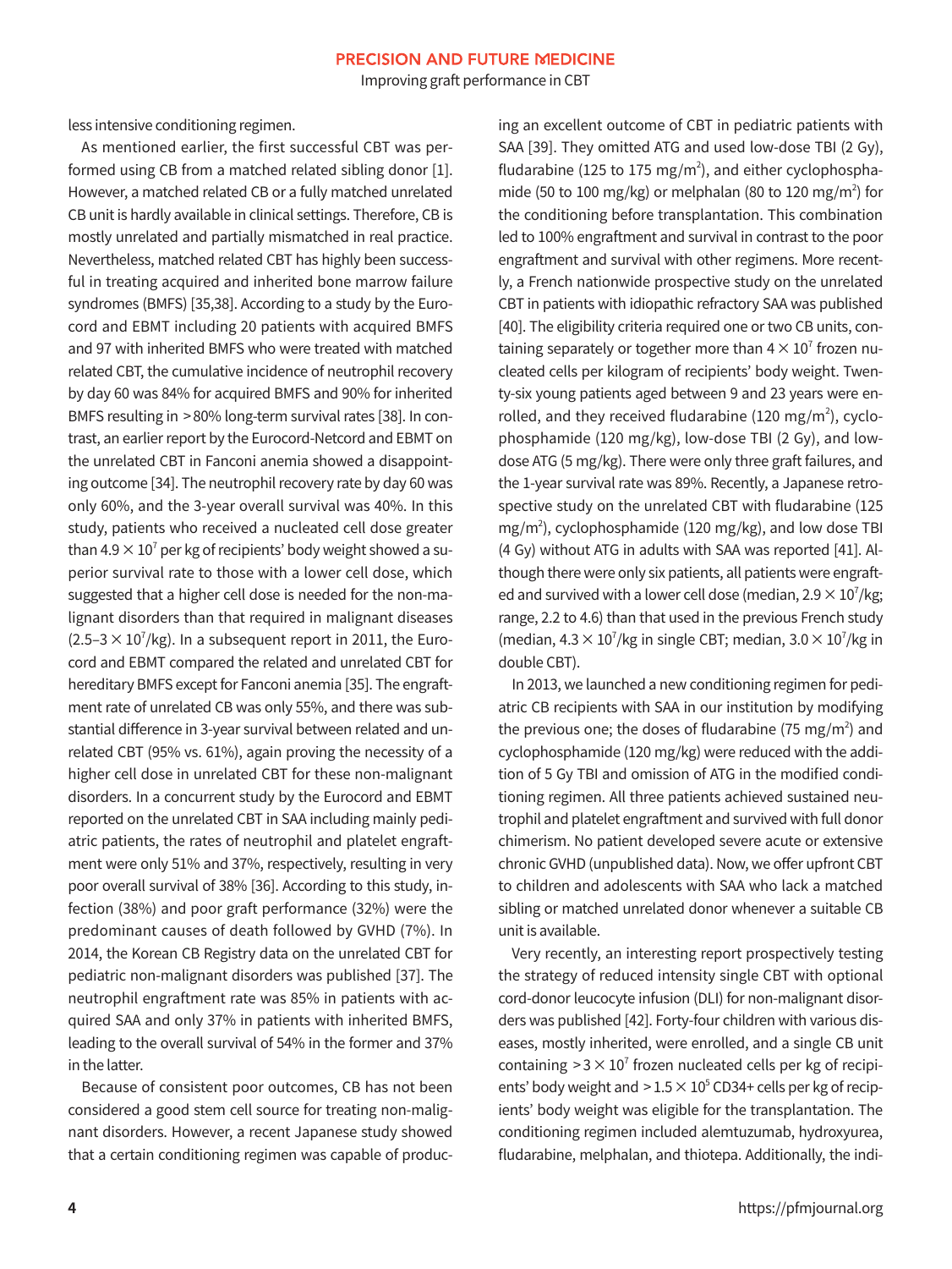less intensive conditioning regimen.

As mentioned earlier, the first successful CBT was performed using CB from a matched related sibling donor [1]. However, a matched related CB or a fully matched unrelated CB unit is hardly available in clinical settings. Therefore, CB is mostly unrelated and partially mismatched in real practice. Nevertheless, matched related CBT has highly been successful in treating acquired and inherited bone marrow failure syndromes (BMFS) [35,38]. According to a study by the Eurocord and EBMT including 20 patients with acquired BMFS and 97 with inherited BMFS who were treated with matched related CBT, the cumulative incidence of neutrophil recovery by day 60 was 84% for acquired BMFS and 90% for inherited BMFS resulting in >80% long-term survival rates [38]. In contrast, an earlier report by the Eurocord-Netcord and EBMT on the unrelated CBT in Fanconi anemia showed a disappointing outcome [34]. The neutrophil recovery rate by day 60 was only 60%, and the 3-year overall survival was 40%. In this study, patients who received a nucleated cell dose greater than $4.9 \times 10^7$ per kg of recipients' body weight showed a superior survival rate to those with a lower cell dose, which suggested that a higher cell dose is needed for the non-malignant disorders than that required in malignant diseases ($2.5–3 \times 10^7$/kg). In a subsequent report in 2011, the Eurocord and EBMT compared the related and unrelated CBT for hereditary BMFS except for Fanconi anemia [35]. The engraftment rate of unrelated CB was only 55%, and there was substantial difference in 3-year survival between related and unrelated CBT (95% vs. 61%), again proving the necessity of a higher cell dose in unrelated CBT for these non-malignant disorders. In a concurrent study by the Eurocord and EBMT reported on the unrelated CBT in SAA including mainly pediatric patients, the rates of neutrophil and platelet engraftment were only 51% and 37%, respectively, resulting in very poor overall survival of 38% [36]. According to this study, infection (38%) and poor graft performance (32%) were the predominant causes of death followed by GVHD (7%). In 2014, the Korean CB Registry data on the unrelated CBT for pediatric non-malignant disorders was published [37]. The neutrophil engraftment rate was 85% in patients with acquired SAA and only 37% in patients with inherited BMFS, leading to the overall survival of 54% in the former and 37% in the latter.

Because of consistent poor outcomes, CB has not been considered a good stem cell source for treating non-malignant disorders. However, a recent Japanese study showed that a certain conditioning regimen was capable of producing an excellent outcome of CBT in pediatric patients with SAA [39]. They omitted ATG and used low-dose TBI (2 Gy), fludarabine (125 to 175 mg/m$^2$), and either cyclophosphamide (50 to 100 mg/kg) or melphalan (80 to 120 mg/m$^2$) for the conditioning before transplantation. This combination led to 100% engraftment and survival in contrast to the poor engraftment and survival with other regimens. More recently, a French nationwide prospective study on the unrelated CBT in patients with idiopathic refractory SAA was published [40]. The eligibility criteria required one or two CB units, containing separately or together more than $4 \times 10^7$ frozen nucleated cells per kilogram of recipients' body weight. Twenty-six young patients aged between 9 and 23 years were enrolled, and they received fludarabine (120 mg/m$^2$), cyclophosphamide (120 mg/kg), low-dose TBI (2 Gy), and low-dose ATG (5 mg/kg). There were only three graft failures, and the 1-year survival rate was 89%. Recently, a Japanese retrospective study on the unrelated CBT with fludarabine (125 mg/m$^2$), cyclophosphamide (120 mg/kg), and low dose TBI (4 Gy) without ATG in adults with SAA was reported [41]. Although there were only six patients, all patients were engrafted and survived with a lower cell dose (median, $2.9 \times 10^7$/kg; range, 2.2 to 4.6) than that used in the previous French study (median, $4.3 \times 10^7$/kg in single CBT; median, $3.0 \times 10^7$/kg in double CBT).

In 2013, we launched a new conditioning regimen for pediatric CB recipients with SAA in our institution by modifying the previous one; the doses of fludarabine (75 mg/m$^2$) and cyclophosphamide (120 mg/kg) were reduced with the addition of 5 Gy TBI and omission of ATG in the modified conditioning regimen. All three patients achieved sustained neutrophil and platelet engraftment and survived with full donor chimerism. No patient developed severe acute or extensive chronic GVHD (unpublished data). Now, we offer upfront CBT to children and adolescents with SAA who lack a matched sibling or matched unrelated donor whenever a suitable CB unit is available.

Very recently, an interesting report prospectively testing the strategy of reduced intensity single CBT with optional cord-donor leucocyte infusion (DLI) for non-malignant disorders was published [42]. Forty-four children with various diseases, mostly inherited, were enrolled, and a single CB unit containing $>3 \times 10^7$ frozen nucleated cells per kg of recipients' body weight and $>1.5 \times 10^5$ CD34+ cells per kg of recipients' body weight was eligible for the transplantation. The conditioning regimen included alemtuzumab, hydroxyurea, fludarabine, melphalan, and thiotepa. Additionally, the indi-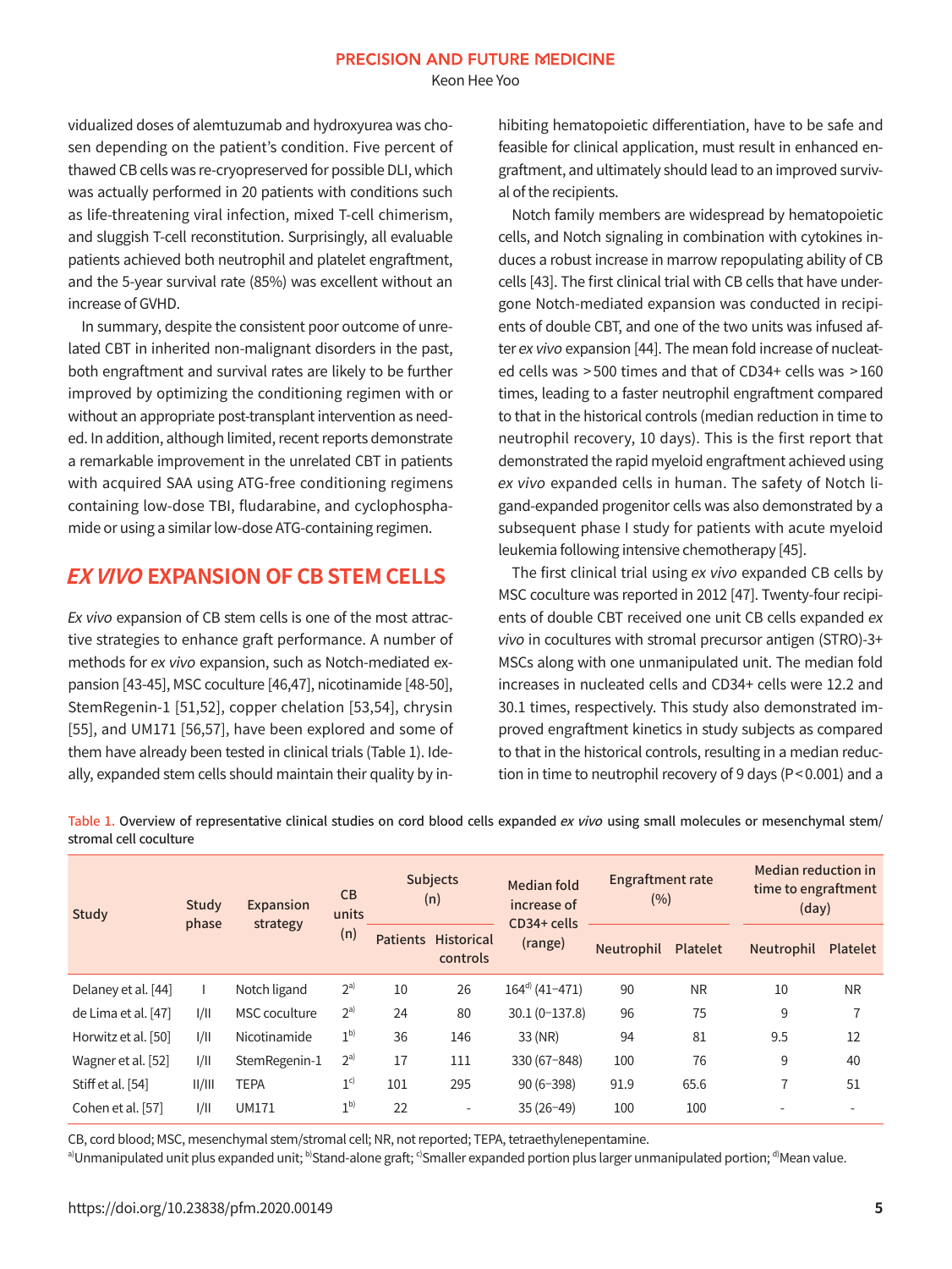vidualized doses of alemtuzumab and hydroxyurea was chosen depending on the patient's condition. Five percent of thawed CB cells was re-cryopreserved for possible DLI, which was actually performed in 20 patients with conditions such as life-threatening viral infection, mixed T-cell chimerism, and sluggish T-cell reconstitution. Surprisingly, all evaluable patients achieved both neutrophil and platelet engraftment, and the 5-year survival rate (85%) was excellent without an increase of GVHD.

In summary, despite the consistent poor outcome of unrelated CBT in inherited non-malignant disorders in the past, both engraftment and survival rates are likely to be further improved by optimizing the conditioning regimen with or without an appropriate post-transplant intervention as needed. In addition, although limited, recent reports demonstrate a remarkable improvement in the unrelated CBT in patients with acquired SAA using ATG-free conditioning regimens containing low-dose TBI, fludarabine, and cyclophosphamide or using a similar low-dose ATG-containing regimen.

## *EX VIVO* EXPANSION OF CB STEM CELLS

*Ex vivo* expansion of CB stem cells is one of the most attractive strategies to enhance graft performance. A number of methods for *ex vivo* expansion, such as Notch-mediated expansion [43-45], MSC coculture [46,47], nicotinamide [48-50], StemRegenin-1 [51,52], copper chelation [53,54], chrysin [55], and UM171 [56,57], have been explored and some of them have already been tested in clinical trials (Table 1). Ideally, expanded stem cells should maintain their quality by inhibiting hematopoietic differentiation, have to be safe and feasible for clinical application, must result in enhanced engraftment, and ultimately should lead to an improved survival of the recipients.

Notch family members are widespread by hematopoietic cells, and Notch signaling in combination with cytokines induces a robust increase in marrow repopulating ability of CB cells [43]. The first clinical trial with CB cells that have undergone Notch-mediated expansion was conducted in recipients of double CBT, and one of the two units was infused after *ex vivo* expansion [44]. The mean fold increase of nucleated cells was >500 times and that of CD34+ cells was >160 times, leading to a faster neutrophil engraftment compared to that in the historical controls (median reduction in time to neutrophil recovery, 10 days). This is the first report that demonstrated the rapid myeloid engraftment achieved using *ex vivo* expanded cells in human. The safety of Notch ligand-expanded progenitor cells was also demonstrated by a subsequent phase I study for patients with acute myeloid leukemia following intensive chemotherapy [45].

The first clinical trial using *ex vivo* expanded CB cells by MSC coculture was reported in 2012 [47]. Twenty-four recipients of double CBT received one unit CB cells expanded *ex vivo* in cocultures with stromal precursor antigen (STRO)-3+ MSCs along with one unmanipulated unit. The median fold increases in nucleated cells and CD34+ cells were 12.2 and 30.1 times, respectively. This study also demonstrated improved engraftment kinetics in study subjects as compared to that in the historical controls, resulting in a median reduction in time to neutrophil recovery of 9 days ($P<0.001$) and a

Table 1. Overview of representative clinical studies on cord blood cells expanded *ex vivo* using small molecules or mesenchymal stem/stromal cell coculture

| Study | Study phase | Expansion strategy | CB units (n) | Subjects (n) | | Median fold increase of CD34+ cells (range) | Engraftment rate (%) | | Median reduction in time to engraftment (day) | |
|---|---|---|---|---|---|---|---|---|---|---|
| | | | | Patients | Historical controls | | Neutrophil | Platelet | Neutrophil | Platelet |
| Delaney et al. [44] | I | Notch ligand | 2[a] | 10 | 26 | 164[d] (41–471) | 90 | NR | 10 | NR |
| de Lima et al. [47] | I/II | MSC coculture | 2[a] | 24 | 80 | 30.1 (0–137.8) | 96 | 75 | 9 | 7 |
| Horwitz et al. [50] | I/II | Nicotinamide | 1[b] | 36 | 146 | 33 (NR) | 94 | 81 | 9.5 | 12 |
| Wagner et al. [52] | I/II | StemRegenin-1 | 2[a] | 17 | 111 | 330 (67–848) | 100 | 76 | 9 | 40 |
| Stiff et al. [54] | II/III | TEPA | 1[c] | 101 | 295 | 90 (6–398) | 91.9 | 65.6 | 7 | 51 |
| Cohen et al. [57] | I/II | UM171 | 1[b] | 22 | - | 35 (26–49) | 100 | 100 | - | - |

CB, cord blood; MSC, mesenchymal stem/stromal cell; NR, not reported; TEPA, tetraethylenepentamine.
[a]Unmanipulated unit plus expanded unit; [b]Stand-alone graft; [c]Smaller expanded portion plus larger unmanipulated portion; [d]Mean value.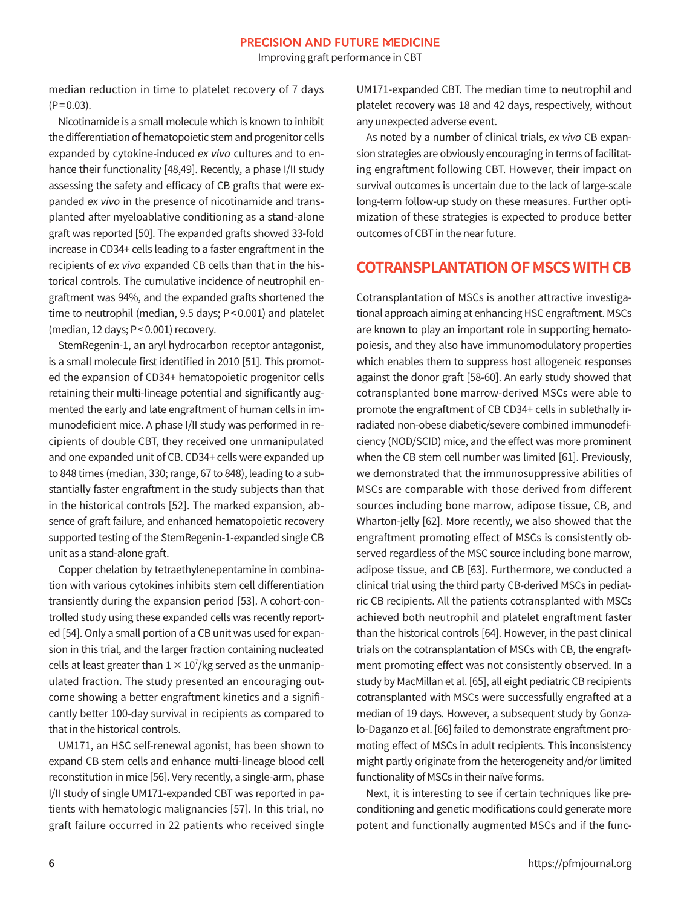median reduction in time to platelet recovery of 7 days (P=0.03).

Nicotinamide is a small molecule which is known to inhibit the differentiation of hematopoietic stem and progenitor cells expanded by cytokine-induced *ex vivo* cultures and to enhance their functionality [48,49]. Recently, a phase I/II study assessing the safety and efficacy of CB grafts that were expanded *ex vivo* in the presence of nicotinamide and transplanted after myeloablative conditioning as a stand-alone graft was reported [50]. The expanded grafts showed 33-fold increase in CD34+ cells leading to a faster engraftment in the recipients of *ex vivo* expanded CB cells than that in the historical controls. The cumulative incidence of neutrophil engraftment was 94%, and the expanded grafts shortened the time to neutrophil (median, 9.5 days; P<0.001) and platelet (median, 12 days; P<0.001) recovery.

StemRegenin-1, an aryl hydrocarbon receptor antagonist, is a small molecule first identified in 2010 [51]. This promoted the expansion of CD34+ hematopoietic progenitor cells retaining their multi-lineage potential and significantly augmented the early and late engraftment of human cells in immunodeficient mice. A phase I/II study was performed in recipients of double CBT, they received one unmanipulated and one expanded unit of CB. CD34+ cells were expanded up to 848 times (median, 330; range, 67 to 848), leading to a substantially faster engraftment in the study subjects than that in the historical controls [52]. The marked expansion, absence of graft failure, and enhanced hematopoietic recovery supported testing of the StemRegenin-1-expanded single CB unit as a stand-alone graft.

Copper chelation by tetraethylenepentamine in combination with various cytokines inhibits stem cell differentiation transiently during the expansion period [53]. A cohort-controlled study using these expanded cells was recently reported [54]. Only a small portion of a CB unit was used for expansion in this trial, and the larger fraction containing nucleated cells at least greater than $1 \times 10^7$/kg served as the unmanipulated fraction. The study presented an encouraging outcome showing a better engraftment kinetics and a significantly better 100-day survival in recipients as compared to that in the historical controls.

UM171, an HSC self-renewal agonist, has been shown to expand CB stem cells and enhance multi-lineage blood cell reconstitution in mice [56]. Very recently, a single-arm, phase I/II study of single UM171-expanded CBT was reported in patients with hematologic malignancies [57]. In this trial, no graft failure occurred in 22 patients who received single UM171-expanded CBT. The median time to neutrophil and platelet recovery was 18 and 42 days, respectively, without any unexpected adverse event.

As noted by a number of clinical trials, *ex vivo* CB expansion strategies are obviously encouraging in terms of facilitating engraftment following CBT. However, their impact on survival outcomes is uncertain due to the lack of large-scale long-term follow-up study on these measures. Further optimization of these strategies is expected to produce better outcomes of CBT in the near future.

## COTRANSPLANTATION OF MSCS WITH CB

Cotransplantation of MSCs is another attractive investigational approach aiming at enhancing HSC engraftment. MSCs are known to play an important role in supporting hematopoiesis, and they also have immunomodulatory properties which enables them to suppress host allogeneic responses against the donor graft [58-60]. An early study showed that cotransplanted bone marrow-derived MSCs were able to promote the engraftment of CB CD34+ cells in sublethally irradiated non-obese diabetic/severe combined immunodeficiency (NOD/SCID) mice, and the effect was more prominent when the CB stem cell number was limited [61]. Previously, we demonstrated that the immunosuppressive abilities of MSCs are comparable with those derived from different sources including bone marrow, adipose tissue, CB, and Wharton-jelly [62]. More recently, we also showed that the engraftment promoting effect of MSCs is consistently observed regardless of the MSC source including bone marrow, adipose tissue, and CB [63]. Furthermore, we conducted a clinical trial using the third party CB-derived MSCs in pediatric CB recipients. All the patients cotransplanted with MSCs achieved both neutrophil and platelet engraftment faster than the historical controls [64]. However, in the past clinical trials on the cotransplantation of MSCs with CB, the engraftment promoting effect was not consistently observed. In a study by MacMillan et al. [65], all eight pediatric CB recipients cotransplanted with MSCs were successfully engrafted at a median of 19 days. However, a subsequent study by Gonzalo-Daganzo et al. [66] failed to demonstrate engraftment promoting effect of MSCs in adult recipients. This inconsistency might partly originate from the heterogeneity and/or limited functionality of MSCs in their naïve forms.

Next, it is interesting to see if certain techniques like preconditioning and genetic modifications could generate more potent and functionally augmented MSCs and if the func-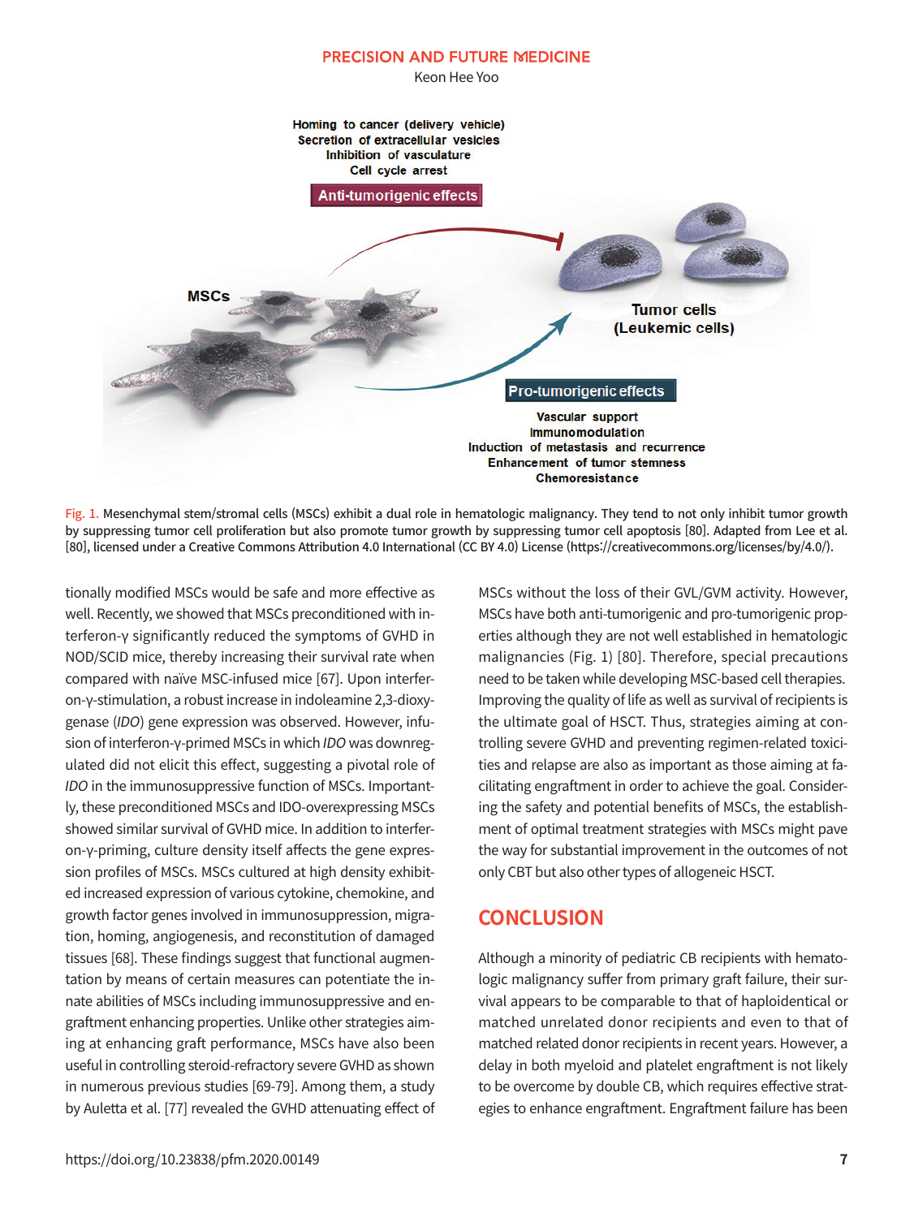Fig. 1. Mesenchymal stem/stromal cells (MSCs) exhibit a dual role in hematologic malignancy. They tend to not only inhibit tumor growth by suppressing tumor cell proliferation but also promote tumor growth by suppressing tumor cell apoptosis [80]. Adapted from Lee et al. [80], licensed under a Creative Commons Attribution 4.0 International (CC BY 4.0) License (https://creativecommons.org/licenses/by/4.0/).

tionally modified MSCs would be safe and more effective as well. Recently, we showed that MSCs preconditioned with interferon-γ significantly reduced the symptoms of GVHD in NOD/SCID mice, thereby increasing their survival rate when compared with naïve MSC-infused mice [67]. Upon interferon-γ-stimulation, a robust increase in indoleamine 2,3-dioxygenase (*IDO*) gene expression was observed. However, infusion of interferon-γ-primed MSCs in which *IDO* was downregulated did not elicit this effect, suggesting a pivotal role of *IDO* in the immunosuppressive function of MSCs. Importantly, these preconditioned MSCs and IDO-overexpressing MSCs showed similar survival of GVHD mice. In addition to interferon-γ-priming, culture density itself affects the gene expression profiles of MSCs. MSCs cultured at high density exhibited increased expression of various cytokine, chemokine, and growth factor genes involved in immunosuppression, migration, homing, angiogenesis, and reconstitution of damaged tissues [68]. These findings suggest that functional augmentation by means of certain measures can potentiate the innate abilities of MSCs including immunosuppressive and engraftment enhancing properties. Unlike other strategies aiming at enhancing graft performance, MSCs have also been useful in controlling steroid-refractory severe GVHD as shown in numerous previous studies [69-79]. Among them, a study by Auletta et al. [77] revealed the GVHD attenuating effect of MSCs without the loss of their GVL/GVM activity. However, MSCs have both anti-tumorigenic and pro-tumorigenic properties although they are not well established in hematologic malignancies (Fig. 1) [80]. Therefore, special precautions need to be taken while developing MSC-based cell therapies. Improving the quality of life as well as survival of recipients is the ultimate goal of HSCT. Thus, strategies aiming at controlling severe GVHD and preventing regimen-related toxicities and relapse are also as important as those aiming at facilitating engraftment in order to achieve the goal. Considering the safety and potential benefits of MSCs, the establishment of optimal treatment strategies with MSCs might pave the way for substantial improvement in the outcomes of not only CBT but also other types of allogeneic HSCT.

## CONCLUSION

Although a minority of pediatric CB recipients with hematologic malignancy suffer from primary graft failure, their survival appears to be comparable to that of haploidentical or matched unrelated donor recipients and even to that of matched related donor recipients in recent years. However, a delay in both myeloid and platelet engraftment is not likely to be overcome by double CB, which requires effective strategies to enhance engraftment. Engraftment failure has been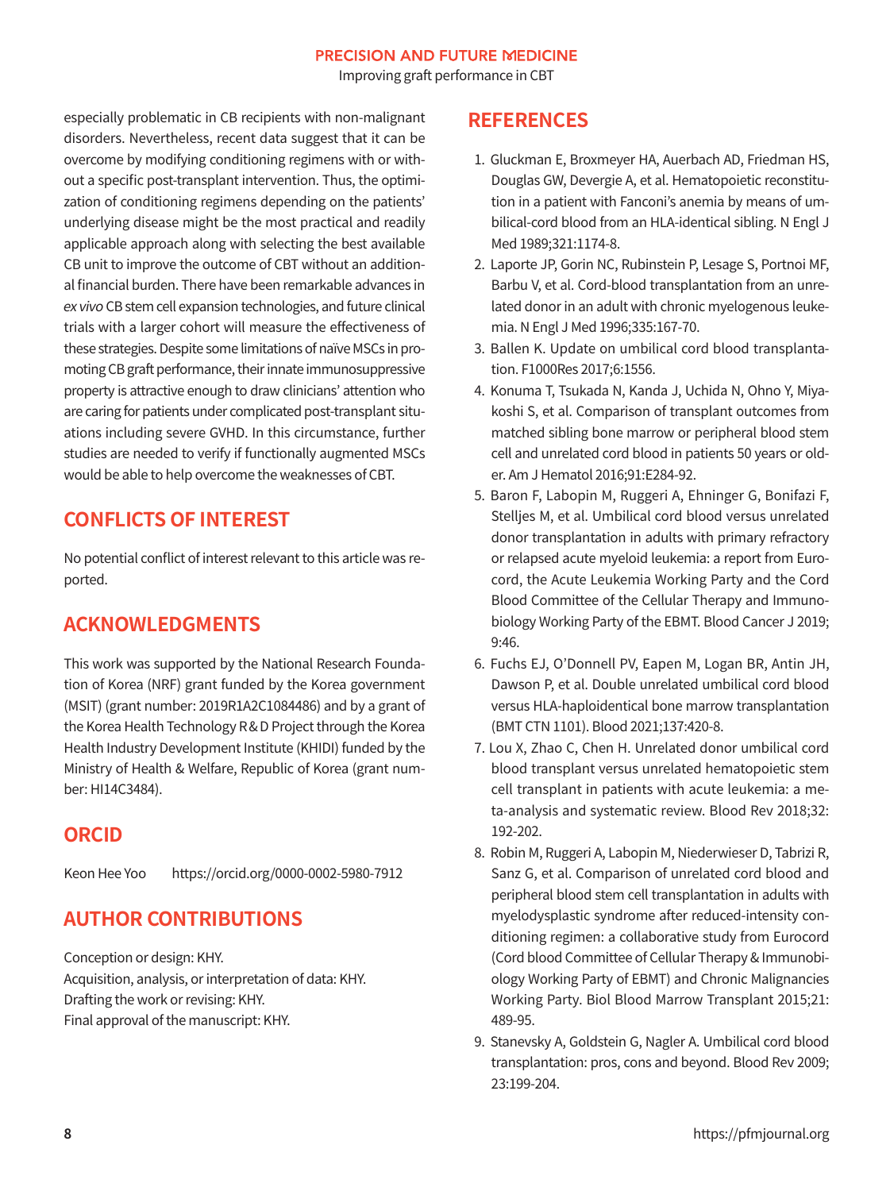especially problematic in CB recipients with non-malignant disorders. Nevertheless, recent data suggest that it can be overcome by modifying conditioning regimens with or without a specific post-transplant intervention. Thus, the optimization of conditioning regimens depending on the patients' underlying disease might be the most practical and readily applicable approach along with selecting the best available CB unit to improve the outcome of CBT without an additional financial burden. There have been remarkable advances in *ex vivo* CB stem cell expansion technologies, and future clinical trials with a larger cohort will measure the effectiveness of these strategies. Despite some limitations of naïve MSCs in promoting CB graft performance, their innate immunosuppressive property is attractive enough to draw clinicians' attention who are caring for patients under complicated post-transplant situations including severe GVHD. In this circumstance, further studies are needed to verify if functionally augmented MSCs would be able to help overcome the weaknesses of CBT.

## CONFLICTS OF INTEREST

No potential conflict of interest relevant to this article was reported.

## ACKNOWLEDGMENTS

This work was supported by the National Research Foundation of Korea (NRF) grant funded by the Korea government (MSIT) (grant number: 2019R1A2C1084486) and by a grant of the Korea Health Technology R&D Project through the Korea Health Industry Development Institute (KHIDI) funded by the Ministry of Health & Welfare, Republic of Korea (grant number: HI14C3484).

## ORCID

Keon Hee Yoo https://orcid.org/0000-0002-5980-7912

## AUTHOR CONTRIBUTIONS

Conception or design: KHY.
Acquisition, analysis, or interpretation of data: KHY.
Drafting the work or revising: KHY.
Final approval of the manuscript: KHY.

## REFERENCES

1. Gluckman E, Broxmeyer HA, Auerbach AD, Friedman HS, Douglas GW, Devergie A, et al. Hematopoietic reconstitution in a patient with Fanconi's anemia by means of umbilical-cord blood from an HLA-identical sibling. N Engl J Med 1989;321:1174-8.
2. Laporte JP, Gorin NC, Rubinstein P, Lesage S, Portnoi MF, Barbu V, et al. Cord-blood transplantation from an unrelated donor in an adult with chronic myelogenous leukemia. N Engl J Med 1996;335:167-70.
3. Ballen K. Update on umbilical cord blood transplantation. F1000Res 2017;6:1556.
4. Konuma T, Tsukada N, Kanda J, Uchida N, Ohno Y, Miyakoshi S, et al. Comparison of transplant outcomes from matched sibling bone marrow or peripheral blood stem cell and unrelated cord blood in patients 50 years or older. Am J Hematol 2016;91:E284-92.
5. Baron F, Labopin M, Ruggeri A, Ehninger G, Bonifazi F, Stelljes M, et al. Umbilical cord blood versus unrelated donor transplantation in adults with primary refractory or relapsed acute myeloid leukemia: a report from Eurocord, the Acute Leukemia Working Party and the Cord Blood Committee of the Cellular Therapy and Immunobiology Working Party of the EBMT. Blood Cancer J 2019;9:46.
6. Fuchs EJ, O'Donnell PV, Eapen M, Logan BR, Antin JH, Dawson P, et al. Double unrelated umbilical cord blood versus HLA-haploidentical bone marrow transplantation (BMT CTN 1101). Blood 2021;137:420-8.
7. Lou X, Zhao C, Chen H. Unrelated donor umbilical cord blood transplant versus unrelated hematopoietic stem cell transplant in patients with acute leukemia: a meta-analysis and systematic review. Blood Rev 2018;32:192-202.
8. Robin M, Ruggeri A, Labopin M, Niederwieser D, Tabrizi R, Sanz G, et al. Comparison of unrelated cord blood and peripheral blood stem cell transplantation in adults with myelodysplastic syndrome after reduced-intensity conditioning regimen: a collaborative study from Eurocord (Cord blood Committee of Cellular Therapy & Immunobiology Working Party of EBMT) and Chronic Malignancies Working Party. Biol Blood Marrow Transplant 2015;21:489-95.
9. Stanevsky A, Goldstein G, Nagler A. Umbilical cord blood transplantation: pros, cons and beyond. Blood Rev 2009;23:199-204.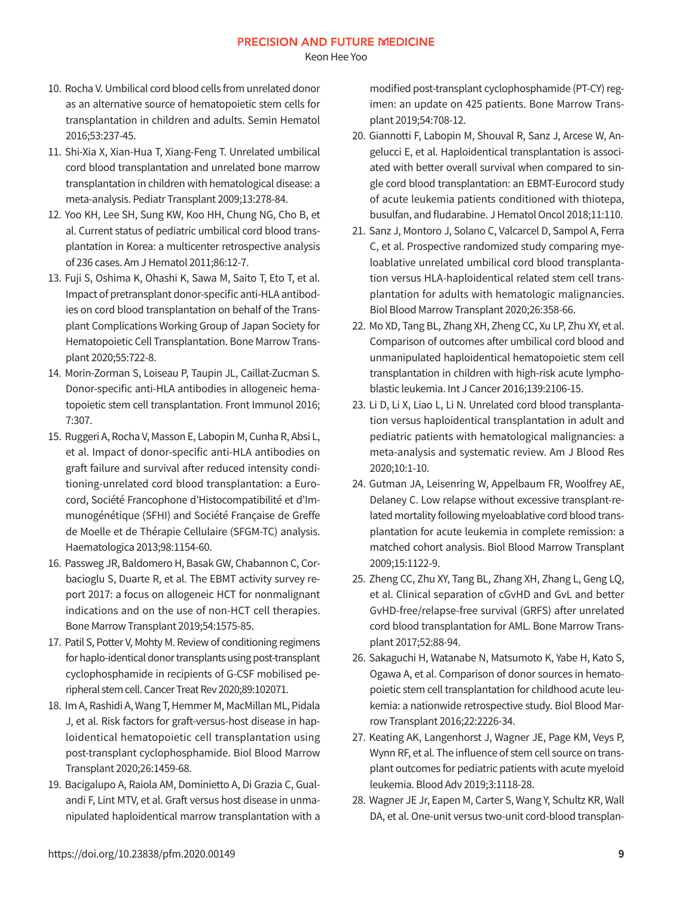10. Rocha V. Umbilical cord blood cells from unrelated donor as an alternative source of hematopoietic stem cells for transplantation in children and adults. Semin Hematol 2016;53:237-45.
11. Shi-Xia X, Xian-Hua T, Xiang-Feng T. Unrelated umbilical cord blood transplantation and unrelated bone marrow transplantation in children with hematological disease: a meta-analysis. Pediatr Transplant 2009;13:278-84.
12. Yoo KH, Lee SH, Sung KW, Koo HH, Chung NG, Cho B, et al. Current status of pediatric umbilical cord blood transplantation in Korea: a multicenter retrospective analysis of 236 cases. Am J Hematol 2011;86:12-7.
13. Fuji S, Oshima K, Ohashi K, Sawa M, Saito T, Eto T, et al. Impact of pretransplant donor-specific anti-HLA antibodies on cord blood transplantation on behalf of the Transplant Complications Working Group of Japan Society for Hematopoietic Cell Transplantation. Bone Marrow Transplant 2020;55:722-8.
14. Morin-Zorman S, Loiseau P, Taupin JL, Caillat-Zucman S. Donor-specific anti-HLA antibodies in allogeneic hematopoietic stem cell transplantation. Front Immunol 2016;7:307.
15. Ruggeri A, Rocha V, Masson E, Labopin M, Cunha R, Absi L, et al. Impact of donor-specific anti-HLA antibodies on graft failure and survival after reduced intensity conditioning-unrelated cord blood transplantation: a Eurocord, Société Francophone d'Histocompatibilité et d'Immunogénétique (SFHI) and Société Française de Greffe de Moelle et de Thérapie Cellulaire (SFGM-TC) analysis. Haematologica 2013;98:1154-60.
16. Passweg JR, Baldomero H, Basak GW, Chabannon C, Corbacioglu S, Duarte R, et al. The EBMT activity survey report 2017: a focus on allogeneic HCT for nonmalignant indications and on the use of non-HCT cell therapies. Bone Marrow Transplant 2019;54:1575-85.
17. Patil S, Potter V, Mohty M. Review of conditioning regimens for haplo-identical donor transplants using post-transplant cyclophosphamide in recipients of G-CSF mobilised peripheral stem cell. Cancer Treat Rev 2020;89:102071.
18. Im A, Rashidi A, Wang T, Hemmer M, MacMillan ML, Pidala J, et al. Risk factors for graft-versus-host disease in haploidentical hematopoietic cell transplantation using post-transplant cyclophosphamide. Biol Blood Marrow Transplant 2020;26:1459-68.
19. Bacigalupo A, Raiola AM, Dominietto A, Di Grazia C, Gualandi F, Lint MTV, et al. Graft versus host disease in unmanipulated haploidentical marrow transplantation with a modified post-transplant cyclophosphamide (PT-CY) regimen: an update on 425 patients. Bone Marrow Transplant 2019;54:708-12.
20. Giannotti F, Labopin M, Shouval R, Sanz J, Arcese W, Angelucci E, et al. Haploidentical transplantation is associated with better overall survival when compared to single cord blood transplantation: an EBMT-Eurocord study of acute leukemia patients conditioned with thiotepa, busulfan, and fludarabine. J Hematol Oncol 2018;11:110.
21. Sanz J, Montoro J, Solano C, Valcarcel D, Sampol A, Ferra C, et al. Prospective randomized study comparing myeloablative unrelated umbilical cord blood transplantation versus HLA-haploidentical related stem cell transplantation for adults with hematologic malignancies. Biol Blood Marrow Transplant 2020;26:358-66.
22. Mo XD, Tang BL, Zhang XH, Zheng CC, Xu LP, Zhu XY, et al. Comparison of outcomes after umbilical cord blood and unmanipulated haploidentical hematopoietic stem cell transplantation in children with high-risk acute lymphoblastic leukemia. Int J Cancer 2016;139:2106-15.
23. Li D, Li X, Liao L, Li N. Unrelated cord blood transplantation versus haploidentical transplantation in adult and pediatric patients with hematological malignancies: a meta-analysis and systematic review. Am J Blood Res 2020;10:1-10.
24. Gutman JA, Leisenring W, Appelbaum FR, Woolfrey AE, Delaney C. Low relapse without excessive transplant-related mortality following myeloablative cord blood transplantation for acute leukemia in complete remission: a matched cohort analysis. Biol Blood Marrow Transplant 2009;15:1122-9.
25. Zheng CC, Zhu XY, Tang BL, Zhang XH, Zhang L, Geng LQ, et al. Clinical separation of cGvHD and GvL and better GvHD-free/relapse-free survival (GRFS) after unrelated cord blood transplantation for AML. Bone Marrow Transplant 2017;52:88-94.
26. Sakaguchi H, Watanabe N, Matsumoto K, Yabe H, Kato S, Ogawa A, et al. Comparison of donor sources in hematopoietic stem cell transplantation for childhood acute leukemia: a nationwide retrospective study. Biol Blood Marrow Transplant 2016;22:2226-34.
27. Keating AK, Langenhorst J, Wagner JE, Page KM, Veys P, Wynn RF, et al. The influence of stem cell source on transplant outcomes for pediatric patients with acute myeloid leukemia. Blood Adv 2019;3:1118-28.
28. Wagner JE Jr, Eapen M, Carter S, Wang Y, Schultz KR, Wall DA, et al. One-unit versus two-unit cord-blood transplan-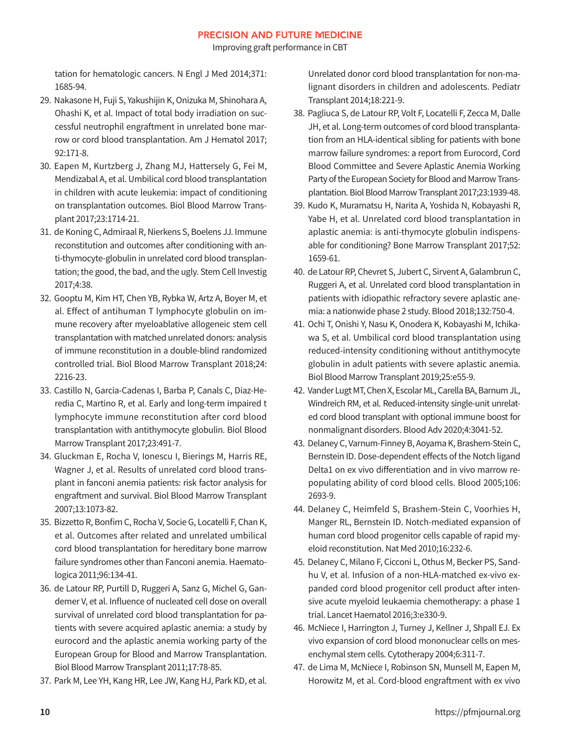tation for hematologic cancers. N Engl J Med 2014;371:1685-94.

29. Nakasone H, Fuji S, Yakushijin K, Onizuka M, Shinohara A, Ohashi K, et al. Impact of total body irradiation on successful neutrophil engraftment in unrelated bone marrow or cord blood transplantation. Am J Hematol 2017;92:171-8.
30. Eapen M, Kurtzberg J, Zhang MJ, Hattersely G, Fei M, Mendizabal A, et al. Umbilical cord blood transplantation in children with acute leukemia: impact of conditioning on transplantation outcomes. Biol Blood Marrow Transplant 2017;23:1714-21.
31. de Koning C, Admiraal R, Nierkens S, Boelens JJ. Immune reconstitution and outcomes after conditioning with anti-thymocyte-globulin in unrelated cord blood transplantation; the good, the bad, and the ugly. Stem Cell Investig 2017;4:38.
32. Gooptu M, Kim HT, Chen YB, Rybka W, Artz A, Boyer M, et al. Effect of antihuman T lymphocyte globulin on immune recovery after myeloablative allogeneic stem cell transplantation with matched unrelated donors: analysis of immune reconstitution in a double-blind randomized controlled trial. Biol Blood Marrow Transplant 2018;24:2216-23.
33. Castillo N, Garcia-Cadenas I, Barba P, Canals C, Diaz-Heredia C, Martino R, et al. Early and long-term impaired t lymphocyte immune reconstitution after cord blood transplantation with antithymocyte globulin. Biol Blood Marrow Transplant 2017;23:491-7.
34. Gluckman E, Rocha V, Ionescu I, Bierings M, Harris RE, Wagner J, et al. Results of unrelated cord blood transplant in fanconi anemia patients: risk factor analysis for engraftment and survival. Biol Blood Marrow Transplant 2007;13:1073-82.
35. Bizzetto R, Bonfim C, Rocha V, Socie G, Locatelli F, Chan K, et al. Outcomes after related and unrelated umbilical cord blood transplantation for hereditary bone marrow failure syndromes other than Fanconi anemia. Haematologica 2011;96:134-41.
36. de Latour RP, Purtill D, Ruggeri A, Sanz G, Michel G, Gandemer V, et al. Influence of nucleated cell dose on overall survival of unrelated cord blood transplantation for patients with severe acquired aplastic anemia: a study by eurocord and the aplastic anemia working party of the European Group for Blood and Marrow Transplantation. Biol Blood Marrow Transplant 2011;17:78-85.
37. Park M, Lee YH, Kang HR, Lee JW, Kang HJ, Park KD, et al. Unrelated donor cord blood transplantation for non-malignant disorders in children and adolescents. Pediatr Transplant 2014;18:221-9.
38. Pagliuca S, de Latour RP, Volt F, Locatelli F, Zecca M, Dalle JH, et al. Long-term outcomes of cord blood transplantation from an HLA-identical sibling for patients with bone marrow failure syndromes: a report from Eurocord, Cord Blood Committee and Severe Aplastic Anemia Working Party of the European Society for Blood and Marrow Transplantation. Biol Blood Marrow Transplant 2017;23:1939-48.
39. Kudo K, Muramatsu H, Narita A, Yoshida N, Kobayashi R, Yabe H, et al. Unrelated cord blood transplantation in aplastic anemia: is anti-thymocyte globulin indispensable for conditioning? Bone Marrow Transplant 2017;52:1659-61.
40. de Latour RP, Chevret S, Jubert C, Sirvent A, Galambrun C, Ruggeri A, et al. Unrelated cord blood transplantation in patients with idiopathic refractory severe aplastic anemia: a nationwide phase 2 study. Blood 2018;132:750-4.
41. Ochi T, Onishi Y, Nasu K, Onodera K, Kobayashi M, Ichikawa S, et al. Umbilical cord blood transplantation using reduced-intensity conditioning without antithymocyte globulin in adult patients with severe aplastic anemia. Biol Blood Marrow Transplant 2019;25:e55-9.
42. Vander Lugt MT, Chen X, Escolar ML, Carella BA, Barnum JL, Windreich RM, et al. Reduced-intensity single-unit unrelated cord blood transplant with optional immune boost for nonmalignant disorders. Blood Adv 2020;4:3041-52.
43. Delaney C, Varnum-Finney B, Aoyama K, Brashem-Stein C, Bernstein ID. Dose-dependent effects of the Notch ligand Delta1 on ex vivo differentiation and in vivo marrow repopulating ability of cord blood cells. Blood 2005;106:2693-9.
44. Delaney C, Heimfeld S, Brashem-Stein C, Voorhies H, Manger RL, Bernstein ID. Notch-mediated expansion of human cord blood progenitor cells capable of rapid myeloid reconstitution. Nat Med 2010;16:232-6.
45. Delaney C, Milano F, Cicconi L, Othus M, Becker PS, Sandhu V, et al. Infusion of a non-HLA-matched ex-vivo expanded cord blood progenitor cell product after intensive acute myeloid leukaemia chemotherapy: a phase 1 trial. Lancet Haematol 2016;3:e330-9.
46. McNiece I, Harrington J, Turney J, Kellner J, Shpall EJ. Ex vivo expansion of cord blood mononuclear cells on mesenchymal stem cells. Cytotherapy 2004;6:311-7.
47. de Lima M, McNiece I, Robinson SN, Munsell M, Eapen M, Horowitz M, et al. Cord-blood engraftment with ex vivo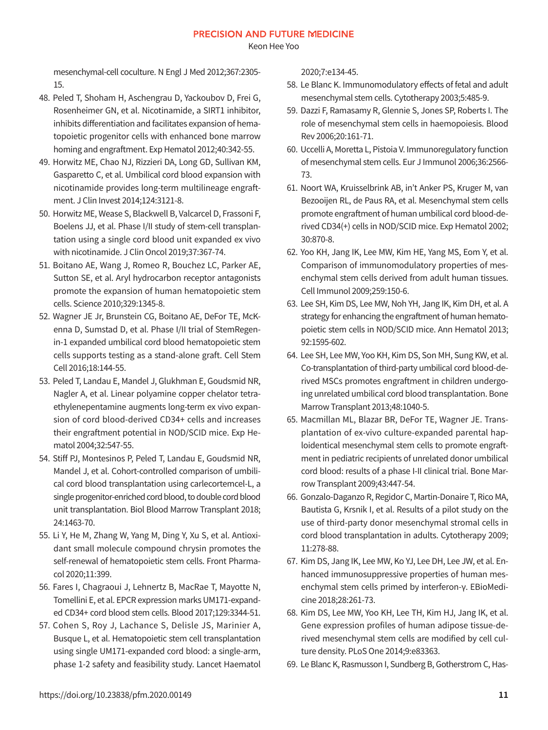mesenchymal-cell coculture. N Engl J Med 2012;367:2305-15.

48. Peled T, Shoham H, Aschengrau D, Yackoubov D, Frei G, Rosenheimer GN, et al. Nicotinamide, a SIRT1 inhibitor, inhibits differentiation and facilitates expansion of hematopoietic progenitor cells with enhanced bone marrow homing and engraftment. Exp Hematol 2012;40:342-55.
49. Horwitz ME, Chao NJ, Rizzieri DA, Long GD, Sullivan KM, Gasparetto C, et al. Umbilical cord blood expansion with nicotinamide provides long-term multilineage engraftment. J Clin Invest 2014;124:3121-8.
50. Horwitz ME, Wease S, Blackwell B, Valcarcel D, Frassoni F, Boelens JJ, et al. Phase I/II study of stem-cell transplantation using a single cord blood unit expanded ex vivo with nicotinamide. J Clin Oncol 2019;37:367-74.
51. Boitano AE, Wang J, Romeo R, Bouchez LC, Parker AE, Sutton SE, et al. Aryl hydrocarbon receptor antagonists promote the expansion of human hematopoietic stem cells. Science 2010;329:1345-8.
52. Wagner JE Jr, Brunstein CG, Boitano AE, DeFor TE, McKenna D, Sumstad D, et al. Phase I/II trial of StemRegenin-1 expanded umbilical cord blood hematopoietic stem cells supports testing as a stand-alone graft. Cell Stem Cell 2016;18:144-55.
53. Peled T, Landau E, Mandel J, Glukhman E, Goudsmid NR, Nagler A, et al. Linear polyamine copper chelator tetraethylenepentamine augments long-term ex vivo expansion of cord blood-derived CD34+ cells and increases their engraftment potential in NOD/SCID mice. Exp Hematol 2004;32:547-55.
54. Stiff PJ, Montesinos P, Peled T, Landau E, Goudsmid NR, Mandel J, et al. Cohort-controlled comparison of umbilical cord blood transplantation using carlecortemcel-L, a single progenitor-enriched cord blood, to double cord blood unit transplantation. Biol Blood Marrow Transplant 2018; 24:1463-70.
55. Li Y, He M, Zhang W, Yang M, Ding Y, Xu S, et al. Antioxidant small molecule compound chrysin promotes the self-renewal of hematopoietic stem cells. Front Pharmacol 2020;11:399.
56. Fares I, Chagraoui J, Lehnertz B, MacRae T, Mayotte N, Tomellini E, et al. EPCR expression marks UM171-expanded CD34+ cord blood stem cells. Blood 2017;129:3344-51.
57. Cohen S, Roy J, Lachance S, Delisle JS, Marinier A, Busque L, et al. Hematopoietic stem cell transplantation using single UM171-expanded cord blood: a single-arm, phase 1-2 safety and feasibility study. Lancet Haematol 2020;7:e134-45.
58. Le Blanc K. Immunomodulatory effects of fetal and adult mesenchymal stem cells. Cytotherapy 2003;5:485-9.
59. Dazzi F, Ramasamy R, Glennie S, Jones SP, Roberts I. The role of mesenchymal stem cells in haemopoiesis. Blood Rev 2006;20:161-71.
60. Uccelli A, Moretta L, Pistoia V. Immunoregulatory function of mesenchymal stem cells. Eur J Immunol 2006;36:2566-73.
61. Noort WA, Kruisselbrink AB, in't Anker PS, Kruger M, van Bezooijen RL, de Paus RA, et al. Mesenchymal stem cells promote engraftment of human umbilical cord blood-derived CD34(+) cells in NOD/SCID mice. Exp Hematol 2002; 30:870-8.
62. Yoo KH, Jang IK, Lee MW, Kim HE, Yang MS, Eom Y, et al. Comparison of immunomodulatory properties of mesenchymal stem cells derived from adult human tissues. Cell Immunol 2009;259:150-6.
63. Lee SH, Kim DS, Lee MW, Noh YH, Jang IK, Kim DH, et al. A strategy for enhancing the engraftment of human hematopoietic stem cells in NOD/SCID mice. Ann Hematol 2013; 92:1595-602.
64. Lee SH, Lee MW, Yoo KH, Kim DS, Son MH, Sung KW, et al. Co-transplantation of third-party umbilical cord blood-derived MSCs promotes engraftment in children undergoing unrelated umbilical cord blood transplantation. Bone Marrow Transplant 2013;48:1040-5.
65. Macmillan ML, Blazar BR, DeFor TE, Wagner JE. Transplantation of ex-vivo culture-expanded parental haploidentical mesenchymal stem cells to promote engraftment in pediatric recipients of unrelated donor umbilical cord blood: results of a phase I-II clinical trial. Bone Marrow Transplant 2009;43:447-54.
66. Gonzalo-Daganzo R, Regidor C, Martin-Donaire T, Rico MA, Bautista G, Krsnik I, et al. Results of a pilot study on the use of third-party donor mesenchymal stromal cells in cord blood transplantation in adults. Cytotherapy 2009; 11:278-88.
67. Kim DS, Jang IK, Lee MW, Ko YJ, Lee DH, Lee JW, et al. Enhanced immunosuppressive properties of human mesenchymal stem cells primed by interferon-γ. EBioMedicine 2018;28:261-73.
68. Kim DS, Lee MW, Yoo KH, Lee TH, Kim HJ, Jang IK, et al. Gene expression profiles of human adipose tissue-derived mesenchymal stem cells are modified by cell culture density. PLoS One 2014;9:e83363.
69. Le Blanc K, Rasmusson I, Sundberg B, Gotherstrom C, Has-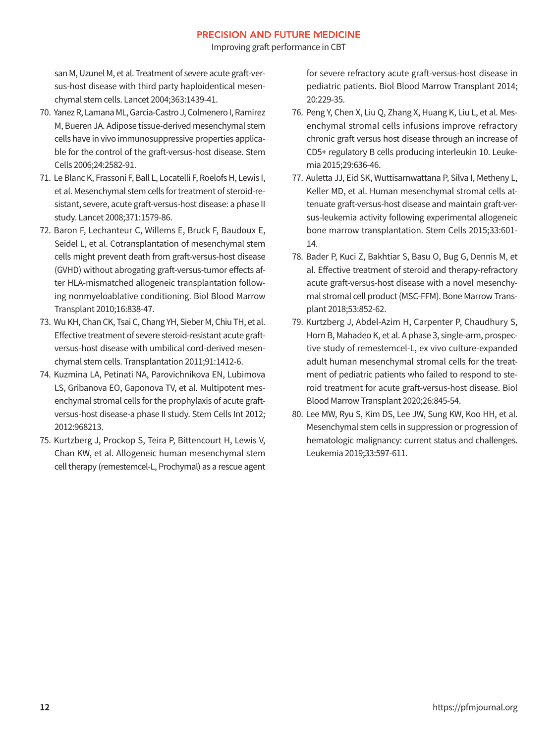san M, Uzunel M, et al. Treatment of severe acute graft-versus-host disease with third party haploidentical mesenchymal stem cells. Lancet 2004;363:1439-41.

70. Yanez R, Lamana ML, Garcia-Castro J, Colmenero I, Ramirez M, Bueren JA. Adipose tissue-derived mesenchymal stem cells have in vivo immunosuppressive properties applicable for the control of the graft-versus-host disease. Stem Cells 2006;24:2582-91.
71. Le Blanc K, Frassoni F, Ball L, Locatelli F, Roelofs H, Lewis I, et al. Mesenchymal stem cells for treatment of steroid-resistant, severe, acute graft-versus-host disease: a phase II study. Lancet 2008;371:1579-86.
72. Baron F, Lechanteur C, Willems E, Bruck F, Baudoux E, Seidel L, et al. Cotransplantation of mesenchymal stem cells might prevent death from graft-versus-host disease (GVHD) without abrogating graft-versus-tumor effects after HLA-mismatched allogeneic transplantation following nonmyeloablative conditioning. Biol Blood Marrow Transplant 2010;16:838-47.
73. Wu KH, Chan CK, Tsai C, Chang YH, Sieber M, Chiu TH, et al. Effective treatment of severe steroid-resistant acute graft-versus-host disease with umbilical cord-derived mesenchymal stem cells. Transplantation 2011;91:1412-6.
74. Kuzmina LA, Petinati NA, Parovichnikova EN, Lubimova LS, Gribanova EO, Gaponova TV, et al. Multipotent mesenchymal stromal cells for the prophylaxis of acute graft-versus-host disease-a phase II study. Stem Cells Int 2012; 2012:968213.
75. Kurtzberg J, Prockop S, Teira P, Bittencourt H, Lewis V, Chan KW, et al. Allogeneic human mesenchymal stem cell therapy (remestemcel-L, Prochymal) as a rescue agent for severe refractory acute graft-versus-host disease in pediatric patients. Biol Blood Marrow Transplant 2014; 20:229-35.
76. Peng Y, Chen X, Liu Q, Zhang X, Huang K, Liu L, et al. Mesenchymal stromal cells infusions improve refractory chronic graft versus host disease through an increase of CD5+ regulatory B cells producing interleukin 10. Leukemia 2015;29:636-46.
77. Auletta JJ, Eid SK, Wuttisarnwattana P, Silva I, Metheny L, Keller MD, et al. Human mesenchymal stromal cells attenuate graft-versus-host disease and maintain graft-versus-leukemia activity following experimental allogeneic bone marrow transplantation. Stem Cells 2015;33:601-14.
78. Bader P, Kuci Z, Bakhtiar S, Basu O, Bug G, Dennis M, et al. Effective treatment of steroid and therapy-refractory acute graft-versus-host disease with a novel mesenchymal stromal cell product (MSC-FFM). Bone Marrow Transplant 2018;53:852-62.
79. Kurtzberg J, Abdel-Azim H, Carpenter P, Chaudhury S, Horn B, Mahadeo K, et al. A phase 3, single-arm, prospective study of remestemcel-L, ex vivo culture-expanded adult human mesenchymal stromal cells for the treatment of pediatric patients who failed to respond to steroid treatment for acute graft-versus-host disease. Biol Blood Marrow Transplant 2020;26:845-54.
80. Lee MW, Ryu S, Kim DS, Lee JW, Sung KW, Koo HH, et al. Mesenchymal stem cells in suppression or progression of hematologic malignancy: current status and challenges. Leukemia 2019;33:597-611.